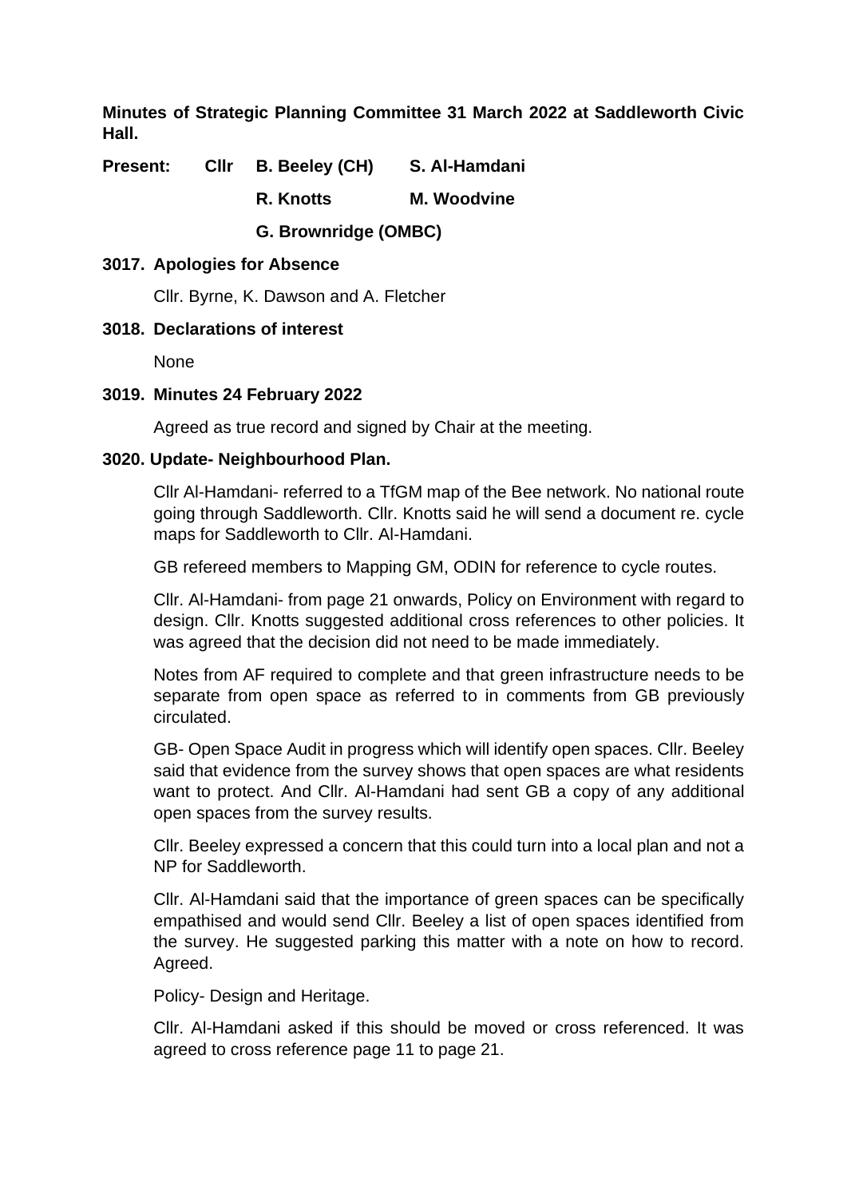**Minutes of Strategic Planning Committee 31 March 2022 at Saddleworth Civic Hall.**

**Present: Cllr B. Beeley (CH) S. Al-Hamdani**

**R. Knotts M. Woodvine**

**G. Brownridge (OMBC)**

**3017. Apologies for Absence**

Cllr. Byrne, K. Dawson and A. Fletcher

**3018. Declarations of interest**

None

**3019. Minutes 24 February 2022**

Agreed as true record and signed by Chair at the meeting.

**3020. Update- Neighbourhood Plan.**

Cllr Al-Hamdani- referred to a TfGM map of the Bee network. No national route going through Saddleworth. Cllr. Knotts said he will send a document re. cycle maps for Saddleworth to Cllr. Al-Hamdani.

GB refereed members to Mapping GM, ODIN for reference to cycle routes.

Cllr. Al-Hamdani- from page 21 onwards, Policy on Environment with regard to design. Cllr. Knotts suggested additional cross references to other policies. It was agreed that the decision did not need to be made immediately.

Notes from AF required to complete and that green infrastructure needs to be separate from open space as referred to in comments from GB previously circulated.

GB- Open Space Audit in progress which will identify open spaces. Cllr. Beeley said that evidence from the survey shows that open spaces are what residents want to protect. And Cllr. Al-Hamdani had sent GB a copy of any additional open spaces from the survey results.

Cllr. Beeley expressed a concern that this could turn into a local plan and not a NP for Saddleworth.

Cllr. Al-Hamdani said that the importance of green spaces can be specifically empathised and would send Cllr. Beeley a list of open spaces identified from the survey. He suggested parking this matter with a note on how to record. Agreed.

Policy- Design and Heritage.

Cllr. Al-Hamdani asked if this should be moved or cross referenced. It was agreed to cross reference page 11 to page 21.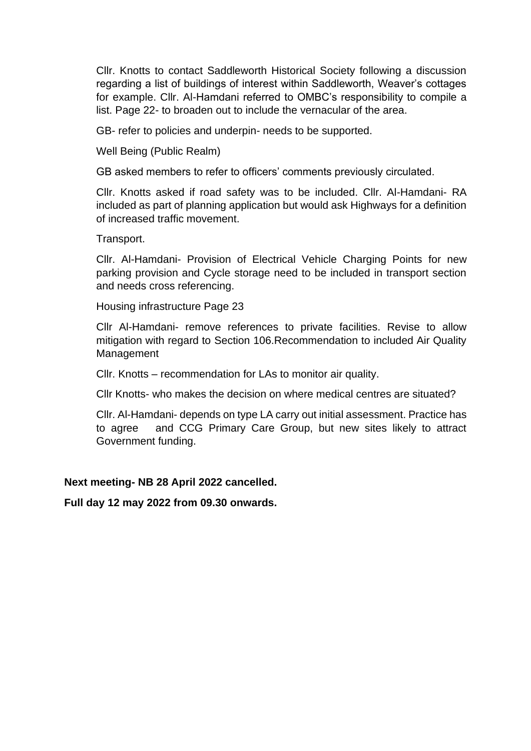Cllr. Knotts to contact Saddleworth Historical Society following a discussion regarding a list of buildings of interest within Saddleworth, Weaver's cottages for example. Cllr. Al-Hamdani referred to OMBC's responsibility to compile a list. Page 22- to broaden out to include the vernacular of the area.

GB- refer to policies and underpin- needs to be supported.

Well Being (Public Realm)

GB asked members to refer to officers' comments previously circulated.

Cllr. Knotts asked if road safety was to be included. Cllr. Al-Hamdani- RA included as part of planning application but would ask Highways for a definition of increased traffic movement.

Transport.

Cllr. Al-Hamdani- Provision of Electrical Vehicle Charging Points for new parking provision and Cycle storage need to be included in transport section and needs cross referencing.

Housing infrastructure Page 23

Cllr Al-Hamdani- remove references to private facilities. Revise to allow mitigation with regard to Section 106.Recommendation to included Air Quality Management

Cllr. Knotts – recommendation for LAs to monitor air quality.

Cllr Knotts- who makes the decision on where medical centres are situated?

Cllr. Al-Hamdani- depends on type LA carry out initial assessment. Practice has to agree and CCG Primary Care Group, but new sites likely to attract Government funding.

**Next meeting- NB 28 April 2022 cancelled.**

**Full day 12 may 2022 from 09.30 onwards.**